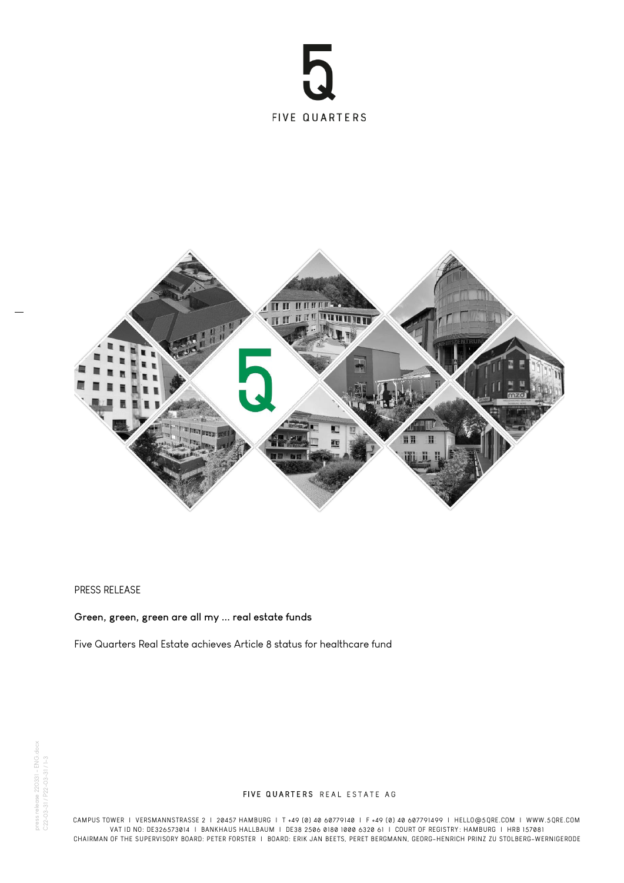FIVE QUARTERS

PRESS RELEASE

**Green, green, green are all my ... real estate funds**

Five Quarters Real Estate achieves Article 8 status for healthcare fund

**FIVE QUARTERS** REAL ESTATE AG

CAMPUS TOWER I VERSMANNSTRASSE 2 I 20457 HAMBURG I T +49 (0) 40 60779140 I F +49 (0) 40 607791499 I HELLO@5QRE.COM I WWW.5QRE.COM
VAT ID NO: DE326573014 I BANKHAUS HALLBAUM I DE38 2506 0180 1000 6320 61 I COURT OF REGISTRY: HAMBURG I HRB 157081
CHAIRMAN OF THE SUPERVISORY BOARD: PETER FORSTER I BOARD: ERIK JAN BEETS, PERET BERGMANN, GEORG-HENRICH PRINZ ZU STOLBERG-WERNIGERODE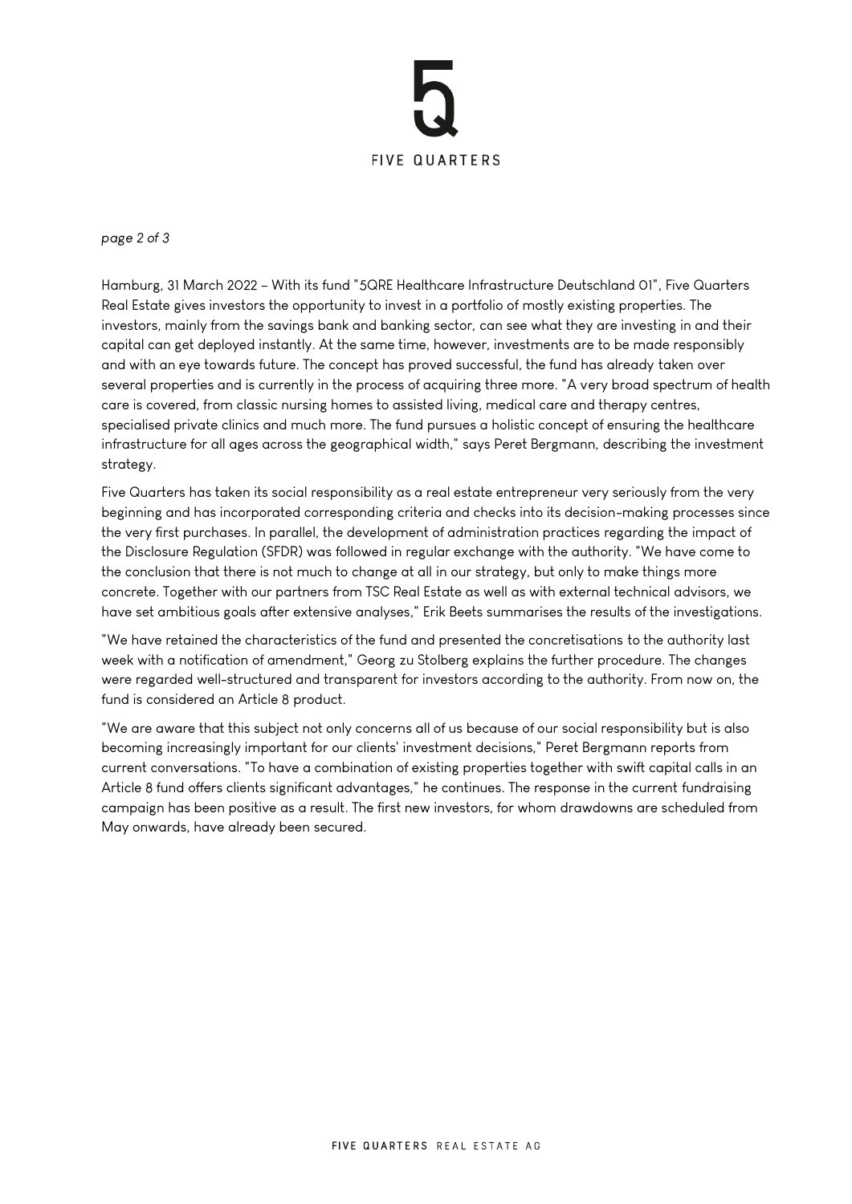Hamburg, 31 March 2022 – With its fund "5QRE Healthcare Infrastructure Deutschland 01", Five Quarters Real Estate gives investors the opportunity to invest in a portfolio of mostly existing properties. The investors, mainly from the savings bank and banking sector, can see what they are investing in and their capital can get deployed instantly. At the same time, however, investments are to be made responsibly and with an eye towards future. The concept has proved successful, the fund has already taken over several properties and is currently in the process of acquiring three more. "A very broad spectrum of health care is covered, from classic nursing homes to assisted living, medical care and therapy centres, specialised private clinics and much more. The fund pursues a holistic concept of ensuring the healthcare infrastructure for all ages across the geographical width," says Peret Bergmann, describing the investment strategy.

Five Quarters has taken its social responsibility as a real estate entrepreneur very seriously from the very beginning and has incorporated corresponding criteria and checks into its decision-making processes since the very first purchases. In parallel, the development of administration practices regarding the impact of the Disclosure Regulation (SFDR) was followed in regular exchange with the authority. "We have come to the conclusion that there is not much to change at all in our strategy, but only to make things more concrete. Together with our partners from TSC Real Estate as well as with external technical advisors, we have set ambitious goals after extensive analyses," Erik Beets summarises the results of the investigations.

"We have retained the characteristics of the fund and presented the concretisations to the authority last week with a notification of amendment," Georg zu Stolberg explains the further procedure. The changes were regarded well-structured and transparent for investors according to the authority. From now on, the fund is considered an Article 8 product.

"We are aware that this subject not only concerns all of us because of our social responsibility but is also becoming increasingly important for our clients' investment decisions," Peret Bergmann reports from current conversations. "To have a combination of existing properties together with swift capital calls in an Article 8 fund offers clients significant advantages," he continues. The response in the current fundraising campaign has been positive as a result. The first new investors, for whom drawdowns are scheduled from May onwards, have already been secured.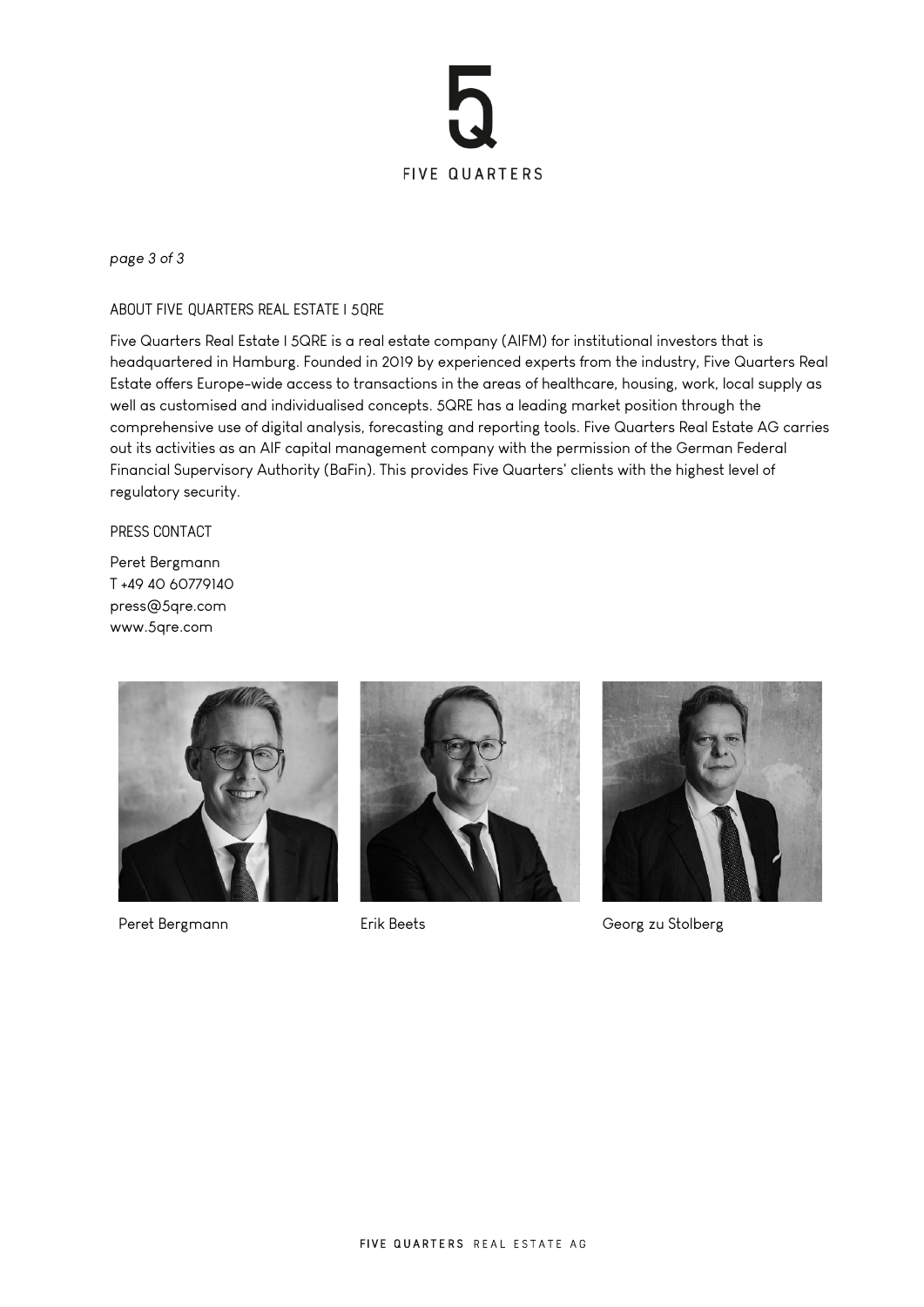## ABOUT FIVE QUARTERS REAL ESTATE I 5QRE

Five Quarters Real Estate I 5QRE is a real estate company (AIFM) for institutional investors that is headquartered in Hamburg. Founded in 2019 by experienced experts from the industry, Five Quarters Real Estate offers Europe-wide access to transactions in the areas of healthcare, housing, work, local supply as well as customised and individualised concepts. 5QRE has a leading market position through the comprehensive use of digital analysis, forecasting and reporting tools. Five Quarters Real Estate AG carries out its activities as an AIF capital management company with the permission of the German Federal Financial Supervisory Authority (BaFin). This provides Five Quarters' clients with the highest level of regulatory security.

## PRESS CONTACT

Peret Bergmann
T +49 40 60779140
press@5qre.com
www.5qre.com

Peret Bergmann

Erik Beets

Georg zu Stolberg